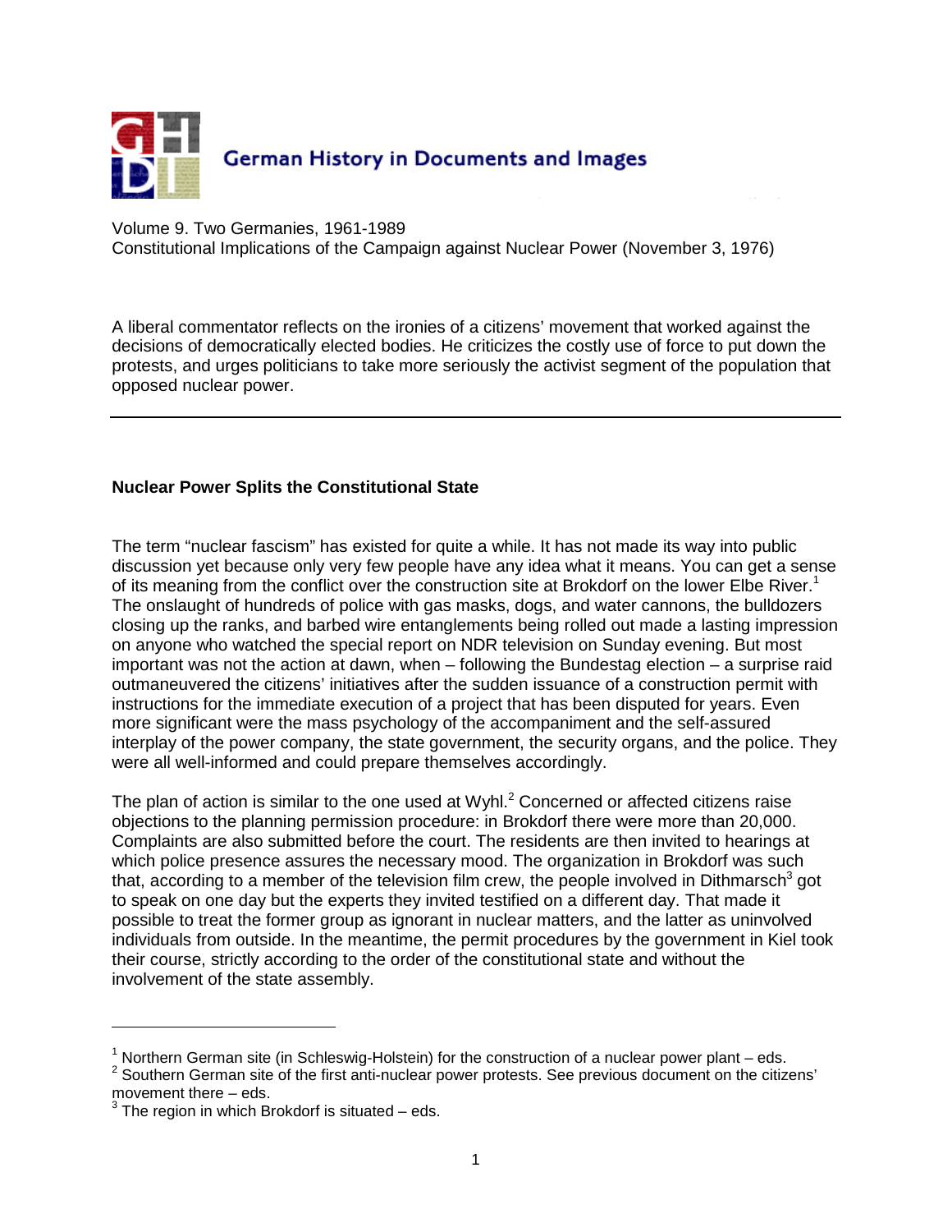German History in Documents and Images

Volume 9. Two Germanies, 1961-1989
Constitutional Implications of the Campaign against Nuclear Power (November 3, 1976)

A liberal commentator reflects on the ironies of a citizens' movement that worked against the decisions of democratically elected bodies. He criticizes the costly use of force to put down the protests, and urges politicians to take more seriously the activist segment of the population that opposed nuclear power.

---

**Nuclear Power Splits the Constitutional State**

The term "nuclear fascism" has existed for quite a while. It has not made its way into public discussion yet because only very few people have any idea what it means. You can get a sense of its meaning from the conflict over the construction site at Brokdorf on the lower Elbe River.[1] The onslaught of hundreds of police with gas masks, dogs, and water cannons, the bulldozers closing up the ranks, and barbed wire entanglements being rolled out made a lasting impression on anyone who watched the special report on NDR television on Sunday evening. But most important was not the action at dawn, when – following the Bundestag election – a surprise raid outmaneuvered the citizens' initiatives after the sudden issuance of a construction permit with instructions for the immediate execution of a project that has been disputed for years. Even more significant were the mass psychology of the accompaniment and the self-assured interplay of the power company, the state government, the security organs, and the police. They were all well-informed and could prepare themselves accordingly.

The plan of action is similar to the one used at Wyhl.[2] Concerned or affected citizens raise objections to the planning permission procedure: in Brokdorf there were more than 20,000. Complaints are also submitted before the court. The residents are then invited to hearings at which police presence assures the necessary mood. The organization in Brokdorf was such that, according to a member of the television film crew, the people involved in Dithmarsch[3] got to speak on one day but the experts they invited testified on a different day. That made it possible to treat the former group as ignorant in nuclear matters, and the latter as uninvolved individuals from outside. In the meantime, the permit procedures by the government in Kiel took their course, strictly according to the order of the constitutional state and without the involvement of the state assembly.

---

[1] Northern German site (in Schleswig-Holstein) for the construction of a nuclear power plant – eds.
[2] Southern German site of the first anti-nuclear power protests. See previous document on the citizens' movement there – eds.
[3] The region in which Brokdorf is situated – eds.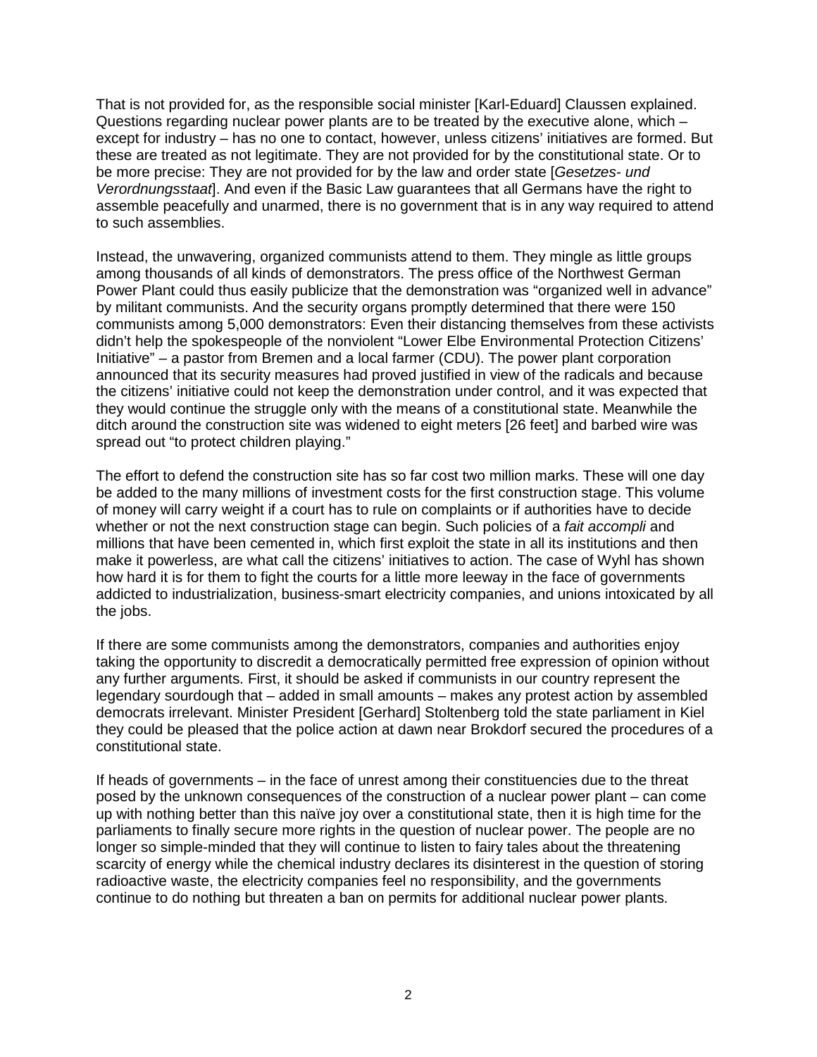That is not provided for, as the responsible social minister [Karl-Eduard] Claussen explained. Questions regarding nuclear power plants are to be treated by the executive alone, which – except for industry – has no one to contact, however, unless citizens' initiatives are formed. But these are treated as not legitimate. They are not provided for by the constitutional state. Or to be more precise: They are not provided for by the law and order state [*Gesetzes- und Verordnungsstaat*]. And even if the Basic Law guarantees that all Germans have the right to assemble peacefully and unarmed, there is no government that is in any way required to attend to such assemblies.

Instead, the unwavering, organized communists attend to them. They mingle as little groups among thousands of all kinds of demonstrators. The press office of the Northwest German Power Plant could thus easily publicize that the demonstration was "organized well in advance" by militant communists. And the security organs promptly determined that there were 150 communists among 5,000 demonstrators: Even their distancing themselves from these activists didn't help the spokespeople of the nonviolent "Lower Elbe Environmental Protection Citizens' Initiative" – a pastor from Bremen and a local farmer (CDU). The power plant corporation announced that its security measures had proved justified in view of the radicals and because the citizens' initiative could not keep the demonstration under control, and it was expected that they would continue the struggle only with the means of a constitutional state. Meanwhile the ditch around the construction site was widened to eight meters [26 feet] and barbed wire was spread out "to protect children playing."

The effort to defend the construction site has so far cost two million marks. These will one day be added to the many millions of investment costs for the first construction stage. This volume of money will carry weight if a court has to rule on complaints or if authorities have to decide whether or not the next construction stage can begin. Such policies of a *fait accompli* and millions that have been cemented in, which first exploit the state in all its institutions and then make it powerless, are what call the citizens' initiatives to action. The case of Wyhl has shown how hard it is for them to fight the courts for a little more leeway in the face of governments addicted to industrialization, business-smart electricity companies, and unions intoxicated by all the jobs.

If there are some communists among the demonstrators, companies and authorities enjoy taking the opportunity to discredit a democratically permitted free expression of opinion without any further arguments. First, it should be asked if communists in our country represent the legendary sourdough that – added in small amounts – makes any protest action by assembled democrats irrelevant. Minister President [Gerhard] Stoltenberg told the state parliament in Kiel they could be pleased that the police action at dawn near Brokdorf secured the procedures of a constitutional state.

If heads of governments – in the face of unrest among their constituencies due to the threat posed by the unknown consequences of the construction of a nuclear power plant – can come up with nothing better than this naïve joy over a constitutional state, then it is high time for the parliaments to finally secure more rights in the question of nuclear power. The people are no longer so simple-minded that they will continue to listen to fairy tales about the threatening scarcity of energy while the chemical industry declares its disinterest in the question of storing radioactive waste, the electricity companies feel no responsibility, and the governments continue to do nothing but threaten a ban on permits for additional nuclear power plants.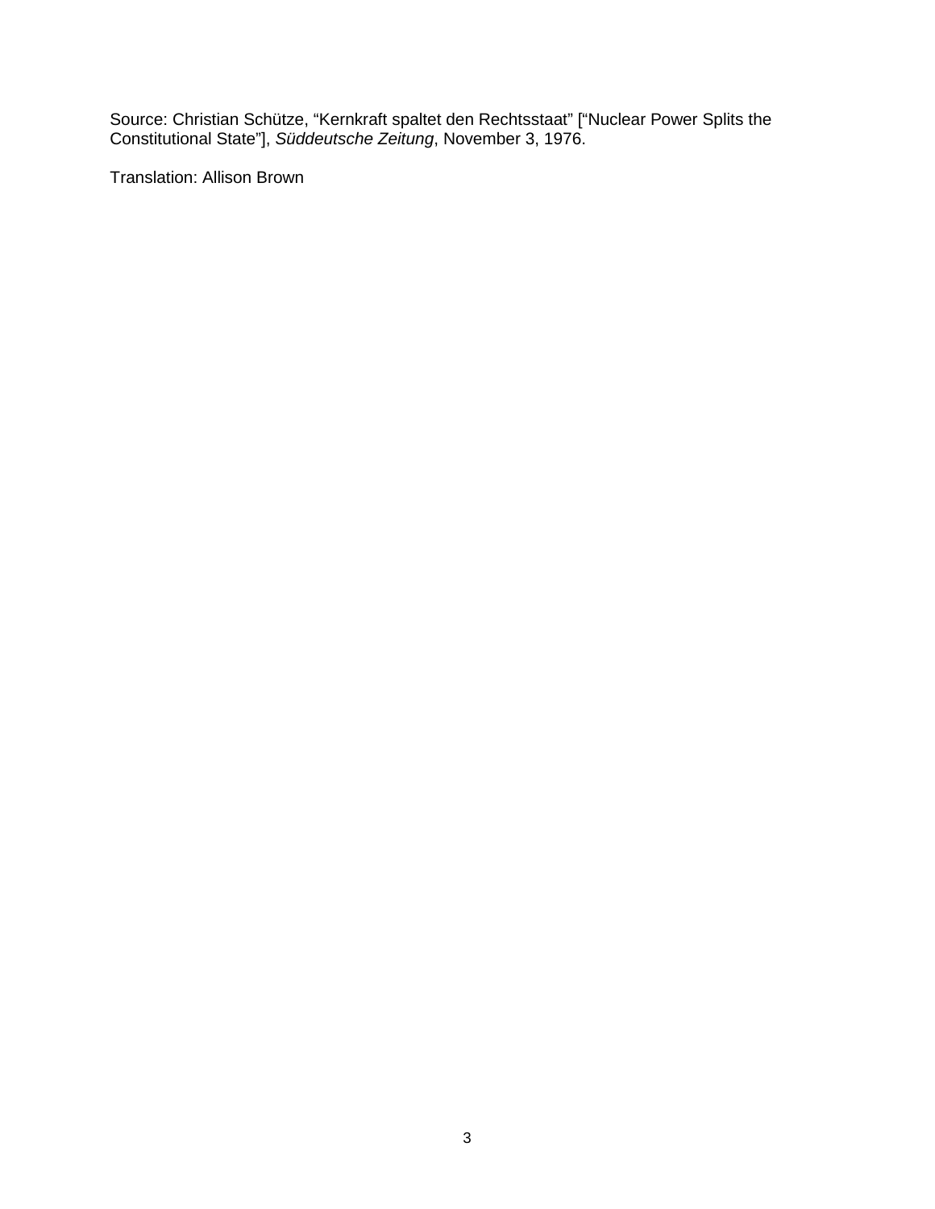Source: Christian Schütze, "Kernkraft spaltet den Rechtsstaat" ["Nuclear Power Splits the Constitutional State"], *Süddeutsche Zeitung*, November 3, 1976.

Translation: Allison Brown